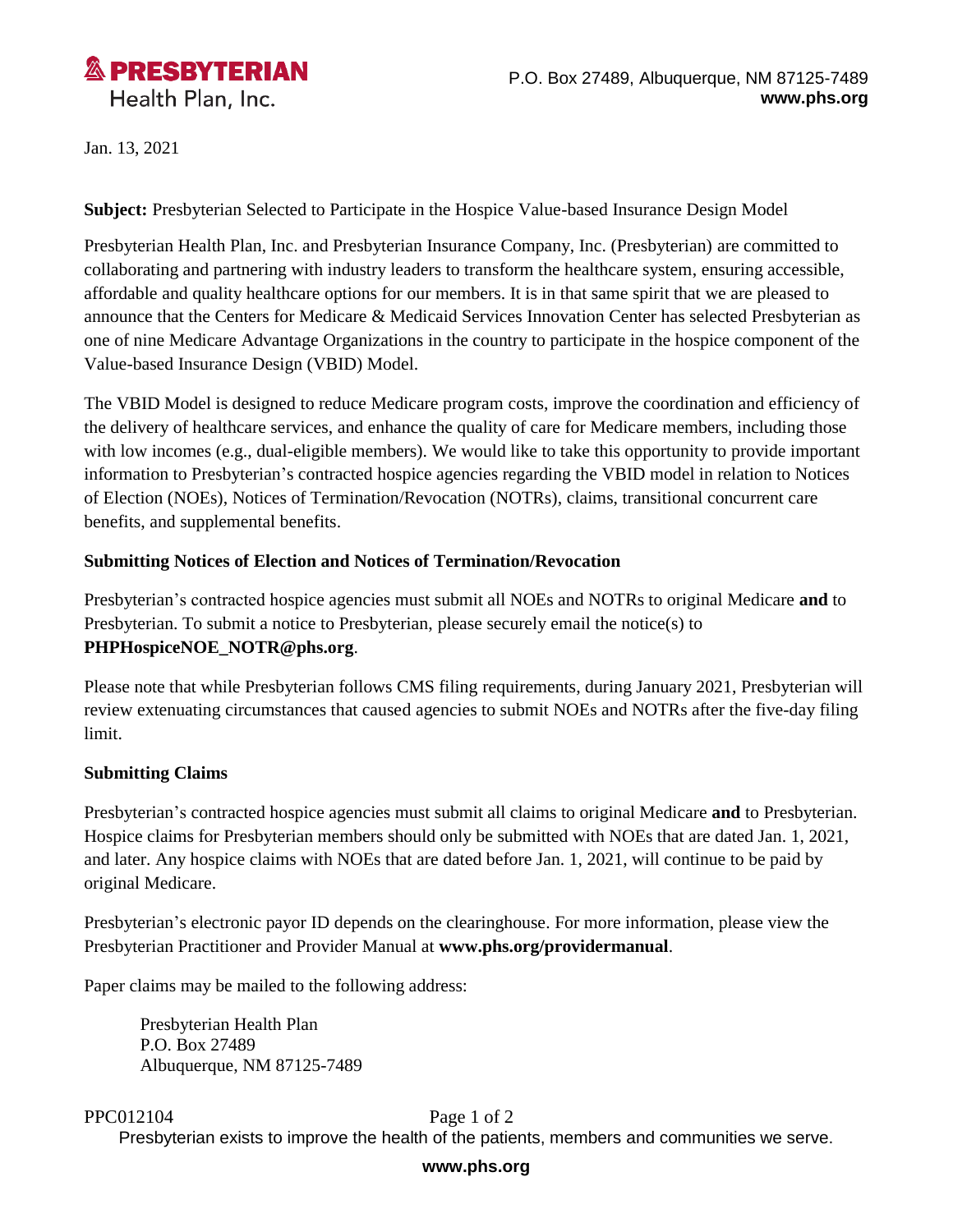**PRESBYTERIAN**
Health Plan, Inc.

P.O. Box 27489, Albuquerque, NM 87125-7489
**www.phs.org**

Jan. 13, 2021

**Subject:** Presbyterian Selected to Participate in the Hospice Value-based Insurance Design Model

Presbyterian Health Plan, Inc. and Presbyterian Insurance Company, Inc. (Presbyterian) are committed to collaborating and partnering with industry leaders to transform the healthcare system, ensuring accessible, affordable and quality healthcare options for our members. It is in that same spirit that we are pleased to announce that the Centers for Medicare & Medicaid Services Innovation Center has selected Presbyterian as one of nine Medicare Advantage Organizations in the country to participate in the hospice component of the Value-based Insurance Design (VBID) Model.

The VBID Model is designed to reduce Medicare program costs, improve the coordination and efficiency of the delivery of healthcare services, and enhance the quality of care for Medicare members, including those with low incomes (e.g., dual-eligible members). We would like to take this opportunity to provide important information to Presbyterian's contracted hospice agencies regarding the VBID model in relation to Notices of Election (NOEs), Notices of Termination/Revocation (NOTRs), claims, transitional concurrent care benefits, and supplemental benefits.

**Submitting Notices of Election and Notices of Termination/Revocation**

Presbyterian's contracted hospice agencies must submit all NOEs and NOTRs to original Medicare **and** to Presbyterian. To submit a notice to Presbyterian, please securely email the notice(s) to **PHPHospiceNOE_NOTR@phs.org**.

Please note that while Presbyterian follows CMS filing requirements, during January 2021, Presbyterian will review extenuating circumstances that caused agencies to submit NOEs and NOTRs after the five-day filing limit.

**Submitting Claims**

Presbyterian's contracted hospice agencies must submit all claims to original Medicare **and** to Presbyterian. Hospice claims for Presbyterian members should only be submitted with NOEs that are dated Jan. 1, 2021, and later. Any hospice claims with NOEs that are dated before Jan. 1, 2021, will continue to be paid by original Medicare.

Presbyterian's electronic payor ID depends on the clearinghouse. For more information, please view the Presbyterian Practitioner and Provider Manual at **www.phs.org/providermanual**.

Paper claims may be mailed to the following address:

Presbyterian Health Plan
P.O. Box 27489
Albuquerque, NM 87125-7489

PPC012104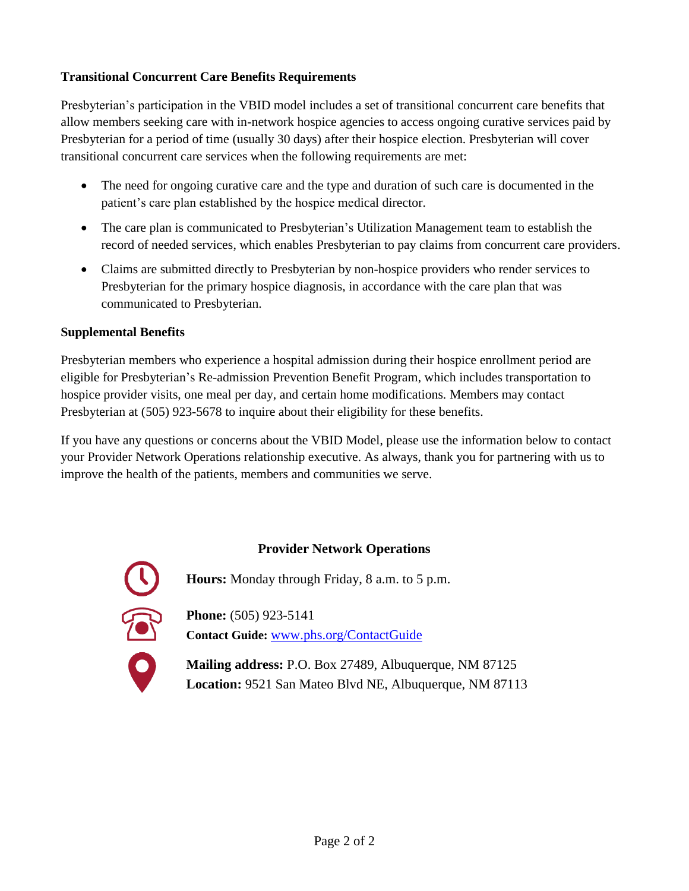**Transitional Concurrent Care Benefits Requirements**

Presbyterian's participation in the VBID model includes a set of transitional concurrent care benefits that allow members seeking care with in-network hospice agencies to access ongoing curative services paid by Presbyterian for a period of time (usually 30 days) after their hospice election. Presbyterian will cover transitional concurrent care services when the following requirements are met:

- The need for ongoing curative care and the type and duration of such care is documented in the patient's care plan established by the hospice medical director.
- The care plan is communicated to Presbyterian's Utilization Management team to establish the record of needed services, which enables Presbyterian to pay claims from concurrent care providers.
- Claims are submitted directly to Presbyterian by non-hospice providers who render services to Presbyterian for the primary hospice diagnosis, in accordance with the care plan that was communicated to Presbyterian.

**Supplemental Benefits**

Presbyterian members who experience a hospital admission during their hospice enrollment period are eligible for Presbyterian's Re-admission Prevention Benefit Program, which includes transportation to hospice provider visits, one meal per day, and certain home modifications. Members may contact Presbyterian at (505) 923-5678 to inquire about their eligibility for these benefits.

If you have any questions or concerns about the VBID Model, please use the information below to contact your Provider Network Operations relationship executive. As always, thank you for partnering with us to improve the health of the patients, members and communities we serve.

**Provider Network Operations**

**Hours:** Monday through Friday, 8 a.m. to 5 p.m.

**Phone:** (505) 923-5141
**Contact Guide:** [www.phs.org/ContactGuide](http://www.phs.org/ContactGuide)

**Mailing address:** P.O. Box 27489, Albuquerque, NM 87125
**Location:** 9521 San Mateo Blvd NE, Albuquerque, NM 87113